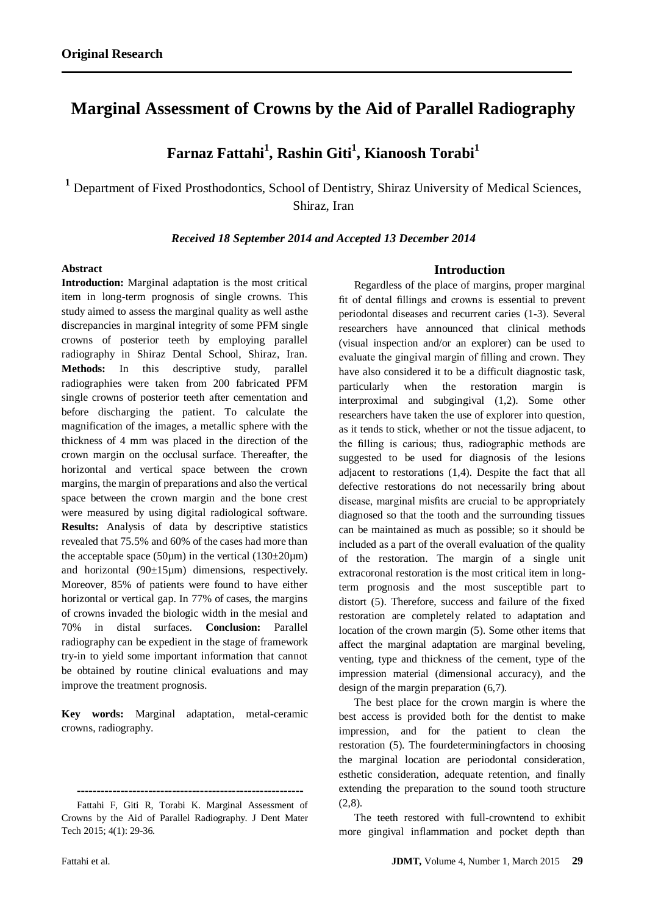**Original Research**

# Marginal Assessment of Crowns by the Aid of Parallel Radiography

## Farnaz Fattahi[1], Rashin Giti[1], Kianoosh Torabi[1]

[1] Department of Fixed Prosthodontics, School of Dentistry, Shiraz University of Medical Sciences, Shiraz, Iran

***Received 18 September 2014 and Accepted 13 December 2014***

**Abstract**

**Introduction:** Marginal adaptation is the most critical item in long-term prognosis of single crowns. This study aimed to assess the marginal quality as well asthe discrepancies in marginal integrity of some PFM single crowns of posterior teeth by employing parallel radiography in Shiraz Dental School, Shiraz, Iran. **Methods:** In this descriptive study, parallel radiographies were taken from 200 fabricated PFM single crowns of posterior teeth after cementation and before discharging the patient. To calculate the magnification of the images, a metallic sphere with the thickness of 4 mm was placed in the direction of the crown margin on the occlusal surface. Thereafter, the horizontal and vertical space between the crown margins, the margin of preparations and also the vertical space between the crown margin and the bone crest were measured by using digital radiological software. **Results:** Analysis of data by descriptive statistics revealed that 75.5% and 60% of the cases had more than the acceptable space (50µm) in the vertical (130±20µm) and horizontal (90±15µm) dimensions, respectively. Moreover, 85% of patients were found to have either horizontal or vertical gap. In 77% of cases, the margins of crowns invaded the biologic width in the mesial and 70% in distal surfaces. **Conclusion:** Parallel radiography can be expedient in the stage of framework try-in to yield some important information that cannot be obtained by routine clinical evaluations and may improve the treatment prognosis.

**Key words:** Marginal adaptation, metal-ceramic crowns, radiography.

---

Fattahi F, Giti R, Torabi K. Marginal Assessment of Crowns by the Aid of Parallel Radiography. J Dent Mater Tech 2015; 4(1): 29-36.

## Introduction

Regardless of the place of margins, proper marginal fit of dental fillings and crowns is essential to prevent periodontal diseases and recurrent caries (1-3). Several researchers have announced that clinical methods (visual inspection and/or an explorer) can be used to evaluate the gingival margin of filling and crown. They have also considered it to be a difficult diagnostic task, particularly when the restoration margin is interproximal and subgingival (1,2). Some other researchers have taken the use of explorer into question, as it tends to stick, whether or not the tissue adjacent, to the filling is carious; thus, radiographic methods are suggested to be used for diagnosis of the lesions adjacent to restorations (1,4). Despite the fact that all defective restorations do not necessarily bring about disease, marginal misfits are crucial to be appropriately diagnosed so that the tooth and the surrounding tissues can be maintained as much as possible; so it should be included as a part of the overall evaluation of the quality of the restoration. The margin of a single unit extracoronal restoration is the most critical item in long-term prognosis and the most susceptible part to distort (5). Therefore, success and failure of the fixed restoration are completely related to adaptation and location of the crown margin (5). Some other items that affect the marginal adaptation are marginal beveling, venting, type and thickness of the cement, type of the impression material (dimensional accuracy), and the design of the margin preparation (6,7).

The best place for the crown margin is where the best access is provided both for the dentist to make impression, and for the patient to clean the restoration (5). The fourdeterminingfactors in choosing the marginal location are periodontal consideration, esthetic consideration, adequate retention, and finally extending the preparation to the sound tooth structure (2,8).

The teeth restored with full-crowntend to exhibit more gingival inflammation and pocket depth than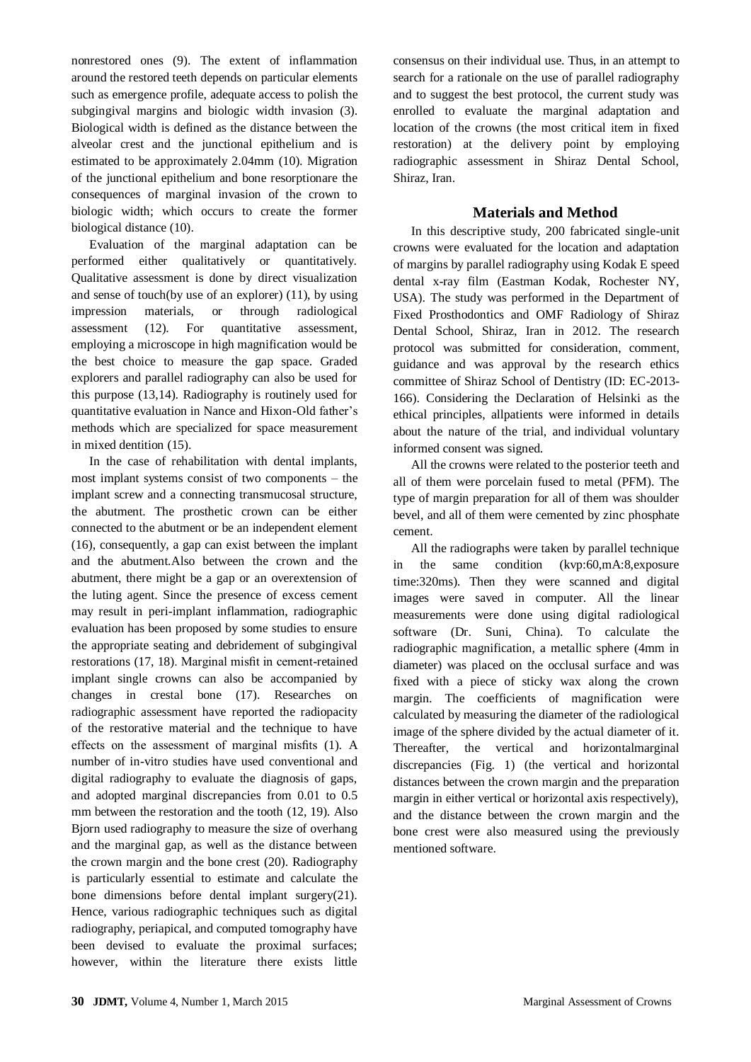nonrestored ones (9). The extent of inflammation around the restored teeth depends on particular elements such as emergence profile, adequate access to polish the subgingival margins and biologic width invasion (3). Biological width is defined as the distance between the alveolar crest and the junctional epithelium and is estimated to be approximately 2.04mm (10). Migration of the junctional epithelium and bone resorptionare the consequences of marginal invasion of the crown to biologic width; which occurs to create the former biological distance (10).

Evaluation of the marginal adaptation can be performed either qualitatively or quantitatively. Qualitative assessment is done by direct visualization and sense of touch(by use of an explorer) (11), by using impression materials, or through radiological assessment (12). For quantitative assessment, employing a microscope in high magnification would be the best choice to measure the gap space. Graded explorers and parallel radiography can also be used for this purpose (13,14). Radiography is routinely used for quantitative evaluation in Nance and Hixon-Old father's methods which are specialized for space measurement in mixed dentition (15).

In the case of rehabilitation with dental implants, most implant systems consist of two components – the implant screw and a connecting transmucosal structure, the abutment. The prosthetic crown can be either connected to the abutment or be an independent element (16), consequently, a gap can exist between the implant and the abutment.Also between the crown and the abutment, there might be a gap or an overextension of the luting agent. Since the presence of excess cement may result in peri-implant inflammation, radiographic evaluation has been proposed by some studies to ensure the appropriate seating and debridement of subgingival restorations (17, 18). Marginal misfit in cement-retained implant single crowns can also be accompanied by changes in crestal bone (17). Researches on radiographic assessment have reported the radiopacity of the restorative material and the technique to have effects on the assessment of marginal misfits (1). A number of in-vitro studies have used conventional and digital radiography to evaluate the diagnosis of gaps, and adopted marginal discrepancies from 0.01 to 0.5 mm between the restoration and the tooth (12, 19). Also Bjorn used radiography to measure the size of overhang and the marginal gap, as well as the distance between the crown margin and the bone crest (20). Radiography is particularly essential to estimate and calculate the bone dimensions before dental implant surgery(21). Hence, various radiographic techniques such as digital radiography, periapical, and computed tomography have been devised to evaluate the proximal surfaces; however, within the literature there exists little consensus on their individual use. Thus, in an attempt to search for a rationale on the use of parallel radiography and to suggest the best protocol, the current study was enrolled to evaluate the marginal adaptation and location of the crowns (the most critical item in fixed restoration) at the delivery point by employing radiographic assessment in Shiraz Dental School, Shiraz, Iran.

## Materials and Method

In this descriptive study, 200 fabricated single-unit crowns were evaluated for the location and adaptation of margins by parallel radiography using Kodak E speed dental x-ray film (Eastman Kodak, Rochester NY, USA). The study was performed in the Department of Fixed Prosthodontics and OMF Radiology of Shiraz Dental School, Shiraz, Iran in 2012. The research protocol was submitted for consideration, comment, guidance and was approval by the research ethics committee of Shiraz School of Dentistry (ID: EC-2013-166). Considering the Declaration of Helsinki as the ethical principles, allpatients were informed in details about the nature of the trial, and individual voluntary informed consent was signed.

All the crowns were related to the posterior teeth and all of them were porcelain fused to metal (PFM). The type of margin preparation for all of them was shoulder bevel, and all of them were cemented by zinc phosphate cement.

All the radiographs were taken by parallel technique in the same condition (kvp:60,mA:8,exposure time:320ms). Then they were scanned and digital images were saved in computer. All the linear measurements were done using digital radiological software (Dr. Suni, China). To calculate the radiographic magnification, a metallic sphere (4mm in diameter) was placed on the occlusal surface and was fixed with a piece of sticky wax along the crown margin. The coefficients of magnification were calculated by measuring the diameter of the radiological image of the sphere divided by the actual diameter of it. Thereafter, the vertical and horizontalmarginal discrepancies (Fig. 1) (the vertical and horizontal distances between the crown margin and the preparation margin in either vertical or horizontal axis respectively), and the distance between the crown margin and the bone crest were also measured using the previously mentioned software.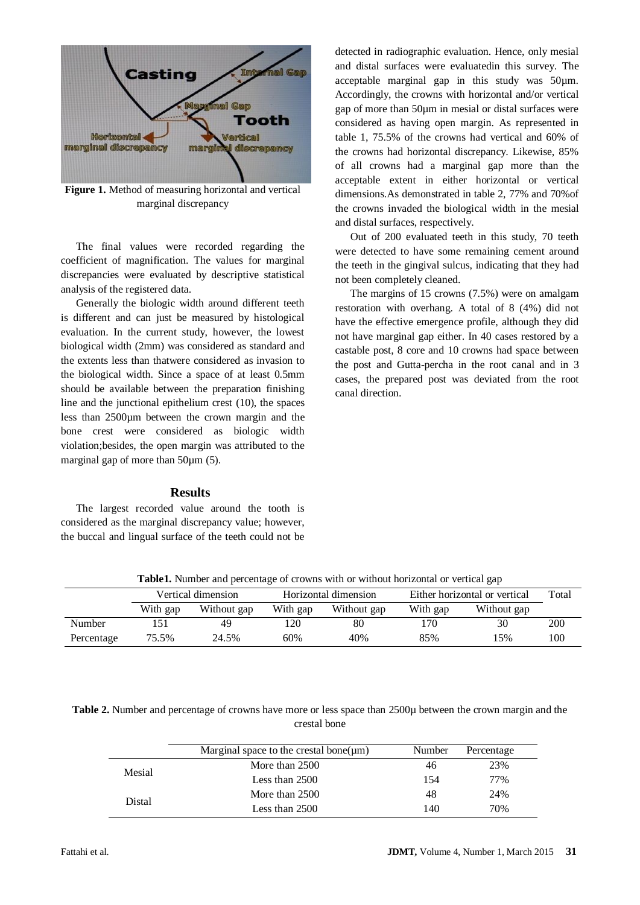Figure 1. Method of measuring horizontal and vertical marginal discrepancy

The final values were recorded regarding the coefficient of magnification. The values for marginal discrepancies were evaluated by descriptive statistical analysis of the registered data.

Generally the biologic width around different teeth is different and can just be measured by histological evaluation. In the current study, however, the lowest biological width (2mm) was considered as standard and the extents less than thatwere considered as invasion to the biological width. Since a space of at least 0.5mm should be available between the preparation finishing line and the junctional epithelium crest (10), the spaces less than 2500µm between the crown margin and the bone crest were considered as biologic width violation;besides, the open margin was attributed to the marginal gap of more than 50µm (5).

## Results

The largest recorded value around the tooth is considered as the marginal discrepancy value; however, the buccal and lingual surface of the teeth could not be detected in radiographic evaluation. Hence, only mesial and distal surfaces were evaluatedin this survey. The acceptable marginal gap in this study was 50µm. Accordingly, the crowns with horizontal and/or vertical gap of more than 50µm in mesial or distal surfaces were considered as having open margin. As represented in table 1, 75.5% of the crowns had vertical and 60% of the crowns had horizontal discrepancy. Likewise, 85% of all crowns had a marginal gap more than the acceptable extent in either horizontal or vertical dimensions.As demonstrated in table 2, 77% and 70%of the crowns invaded the biological width in the mesial and distal surfaces, respectively.

Out of 200 evaluated teeth in this study, 70 teeth were detected to have some remaining cement around the teeth in the gingival sulcus, indicating that they had not been completely cleaned.

The margins of 15 crowns (7.5%) were on amalgam restoration with overhang. A total of 8 (4%) did not have the effective emergence profile, although they did not have marginal gap either. In 40 cases restored by a castable post, 8 core and 10 crowns had space between the post and Gutta-percha in the root canal and in 3 cases, the prepared post was deviated from the root canal direction.

**Table1.** Number and percentage of crowns with or without horizontal or vertical gap

| | Vertical dimension | | Horizontal dimension | | Either horizontal or vertical | | Total |
|---|---|---|---|---|---|---|---|
| | With gap | Without gap | With gap | Without gap | With gap | Without gap | |
| Number | 151 | 49 | 120 | 80 | 170 | 30 | 200 |
| Percentage | 75.5% | 24.5% | 60% | 40% | 85% | 15% | 100 |

**Table 2.** Number and percentage of crowns have more or less space than 2500µ between the crown margin and the crestal bone

| | Marginal space to the crestal bone(µm) | Number | Percentage |
|---|---|---|---|
| Mesial | More than 2500 | 46 | 23% |
| | Less than 2500 | 154 | 77% |
| Distal | More than 2500 | 48 | 24% |
| | Less than 2500 | 140 | 70% |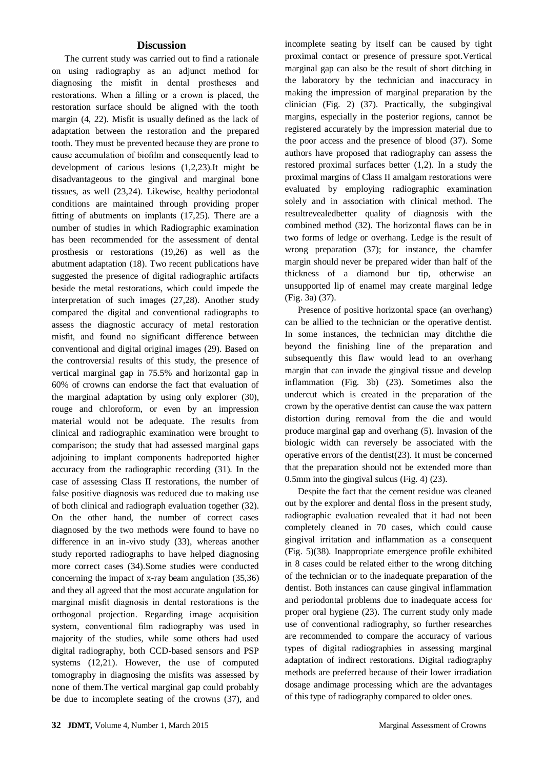## Discussion

The current study was carried out to find a rationale on using radiography as an adjunct method for diagnosing the misfit in dental prostheses and restorations. When a filling or a crown is placed, the restoration surface should be aligned with the tooth margin (4, 22). Misfit is usually defined as the lack of adaptation between the restoration and the prepared tooth. They must be prevented because they are prone to cause accumulation of biofilm and consequently lead to development of carious lesions (1,2,23).It might be disadvantageous to the gingival and marginal bone tissues, as well (23,24). Likewise, healthy periodontal conditions are maintained through providing proper fitting of abutments on implants (17,25). There are a number of studies in which Radiographic examination has been recommended for the assessment of dental prosthesis or restorations (19,26) as well as the abutment adaptation (18). Two recent publications have suggested the presence of digital radiographic artifacts beside the metal restorations, which could impede the interpretation of such images (27,28). Another study compared the digital and conventional radiographs to assess the diagnostic accuracy of metal restoration misfit, and found no significant difference between conventional and digital original images (29). Based on the controversial results of this study, the presence of vertical marginal gap in 75.5% and horizontal gap in 60% of crowns can endorse the fact that evaluation of the marginal adaptation by using only explorer (30), rouge and chloroform, or even by an impression material would not be adequate. The results from clinical and radiographic examination were brought to comparison; the study that had assessed marginal gaps adjoining to implant components hadreported higher accuracy from the radiographic recording (31). In the case of assessing Class II restorations, the number of false positive diagnosis was reduced due to making use of both clinical and radiograph evaluation together (32). On the other hand, the number of correct cases diagnosed by the two methods were found to have no difference in an in-vivo study (33), whereas another study reported radiographs to have helped diagnosing more correct cases (34).Some studies were conducted concerning the impact of x-ray beam angulation (35,36) and they all agreed that the most accurate angulation for marginal misfit diagnosis in dental restorations is the orthogonal projection. Regarding image acquisition system, conventional film radiography was used in majority of the studies, while some others had used digital radiography, both CCD-based sensors and PSP systems (12,21). However, the use of computed tomography in diagnosing the misfits was assessed by none of them.The vertical marginal gap could probably be due to incomplete seating of the crowns (37), and incomplete seating by itself can be caused by tight proximal contact or presence of pressure spot.Vertical marginal gap can also be the result of short ditching in the laboratory by the technician and inaccuracy in making the impression of marginal preparation by the clinician (Fig. 2) (37). Practically, the subgingival margins, especially in the posterior regions, cannot be registered accurately by the impression material due to the poor access and the presence of blood (37). Some authors have proposed that radiography can assess the restored proximal surfaces better (1,2). In a study the proximal margins of Class II amalgam restorations were evaluated by employing radiographic examination solely and in association with clinical method. The resultrevealedbetter quality of diagnosis with the combined method (32). The horizontal flaws can be in two forms of ledge or overhang. Ledge is the result of wrong preparation (37); for instance, the chamfer margin should never be prepared wider than half of the thickness of a diamond bur tip, otherwise an unsupported lip of enamel may create marginal ledge (Fig. 3a) (37).

Presence of positive horizontal space (an overhang) can be allied to the technician or the operative dentist. In some instances, the technician may ditchthe die beyond the finishing line of the preparation and subsequently this flaw would lead to an overhang margin that can invade the gingival tissue and develop inflammation (Fig. 3b) (23). Sometimes also the undercut which is created in the preparation of the crown by the operative dentist can cause the wax pattern distortion during removal from the die and would produce marginal gap and overhang (5). Invasion of the biologic width can reversely be associated with the operative errors of the dentist(23). It must be concerned that the preparation should not be extended more than 0.5mm into the gingival sulcus (Fig. 4) (23).

Despite the fact that the cement residue was cleaned out by the explorer and dental floss in the present study, radiographic evaluation revealed that it had not been completely cleaned in 70 cases, which could cause gingival irritation and inflammation as a consequent (Fig. 5)(38). Inappropriate emergence profile exhibited in 8 cases could be related either to the wrong ditching of the technician or to the inadequate preparation of the dentist. Both instances can cause gingival inflammation and periodontal problems due to inadequate access for proper oral hygiene (23). The current study only made use of conventional radiography, so further researches are recommended to compare the accuracy of various types of digital radiographies in assessing marginal adaptation of indirect restorations. Digital radiography methods are preferred because of their lower irradiation dosage andimage processing which are the advantages of this type of radiography compared to older ones.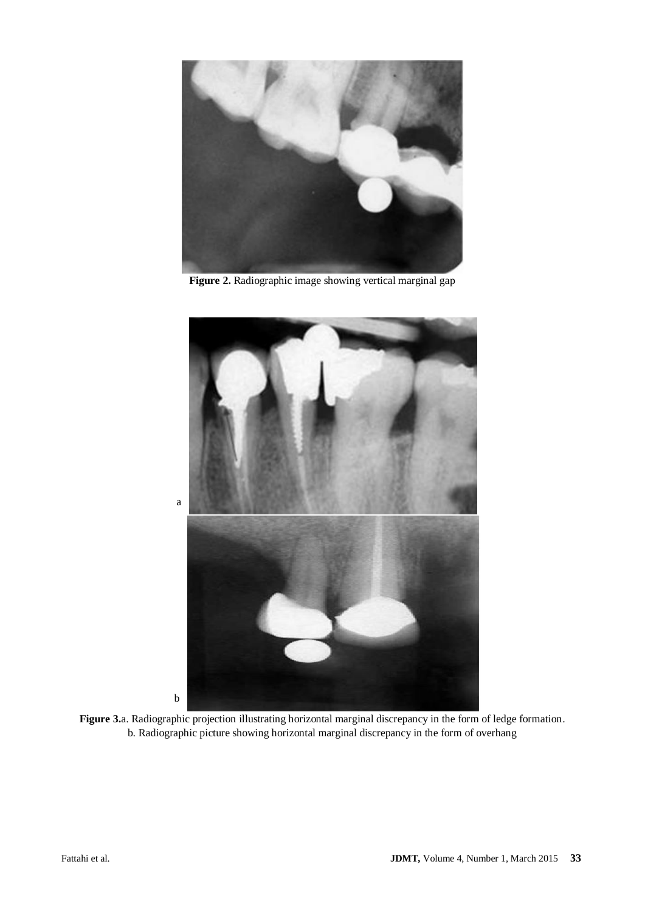**Figure 2.** Radiographic image showing vertical marginal gap

a

b

**Figure 3.**a. Radiographic projection illustrating horizontal marginal discrepancy in the form of ledge formation.
b. Radiographic picture showing horizontal marginal discrepancy in the form of overhang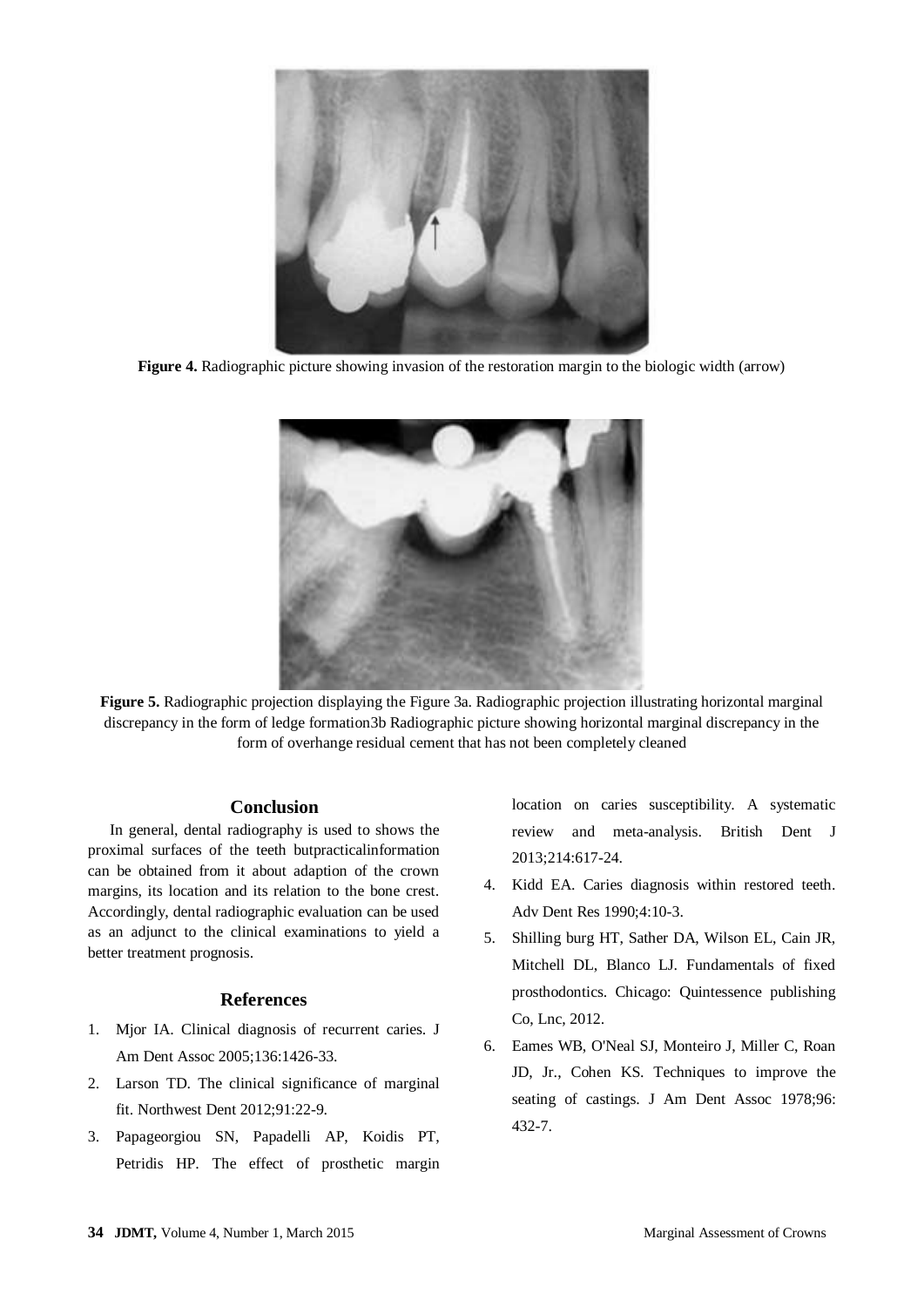**Figure 4.** Radiographic picture showing invasion of the restoration margin to the biologic width (arrow)

**Figure 5.** Radiographic projection displaying the Figure 3a. Radiographic projection illustrating horizontal marginal discrepancy in the form of ledge formation3b Radiographic picture showing horizontal marginal discrepancy in the form of overhange residual cement that has not been completely cleaned

## Conclusion

In general, dental radiography is used to shows the proximal surfaces of the teeth butpracticalinformation can be obtained from it about adaption of the crown margins, its location and its relation to the bone crest. Accordingly, dental radiographic evaluation can be used as an adjunct to the clinical examinations to yield a better treatment prognosis.

## References

1. Mjor IA. Clinical diagnosis of recurrent caries. J Am Dent Assoc 2005;136:1426-33.
2. Larson TD. The clinical significance of marginal fit. Northwest Dent 2012;91:22-9.
3. Papageorgiou SN, Papadelli AP, Koidis PT, Petridis HP. The effect of prosthetic margin location on caries susceptibility. A systematic review and meta-analysis. British Dent J 2013;214:617-24.
4. Kidd EA. Caries diagnosis within restored teeth. Adv Dent Res 1990;4:10-3.
5. Shilling burg HT, Sather DA, Wilson EL, Cain JR, Mitchell DL, Blanco LJ. Fundamentals of fixed prosthodontics. Chicago: Quintessence publishing Co, Lnc, 2012.
6. Eames WB, O'Neal SJ, Monteiro J, Miller C, Roan JD, Jr., Cohen KS. Techniques to improve the seating of castings. J Am Dent Assoc 1978;96: 432-7.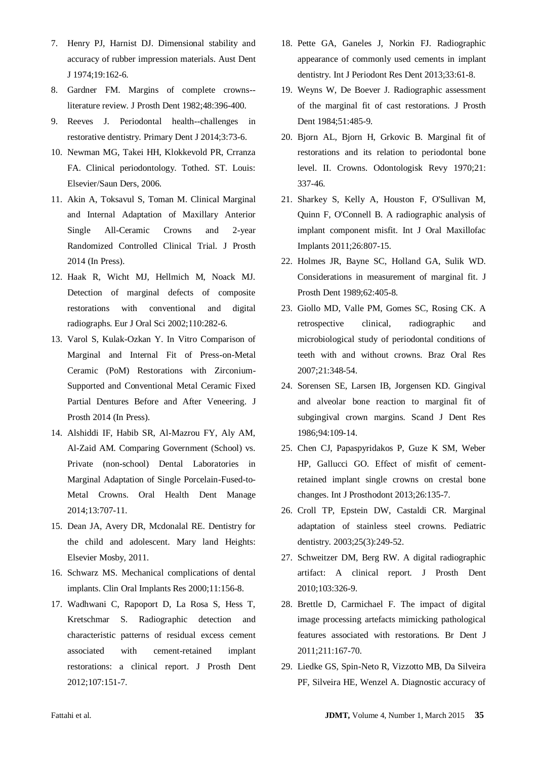7. Henry PJ, Harnist DJ. Dimensional stability and accuracy of rubber impression materials. Aust Dent J 1974;19:162-6.
8. Gardner FM. Margins of complete crowns--literature review. J Prosth Dent 1982;48:396-400.
9. Reeves J. Periodontal health--challenges in restorative dentistry. Primary Dent J 2014;3:73-6.
10. Newman MG, Takei HH, Klokkevold PR, Crranza FA. Clinical periodontology. Tothed. ST. Louis: Elsevier/Saun Ders, 2006.
11. Akin A, Toksavul S, Toman M. Clinical Marginal and Internal Adaptation of Maxillary Anterior Single All-Ceramic Crowns and 2-year Randomized Controlled Clinical Trial. J Prosth 2014 (In Press).
12. Haak R, Wicht MJ, Hellmich M, Noack MJ. Detection of marginal defects of composite restorations with conventional and digital radiographs. Eur J Oral Sci 2002;110:282-6.
13. Varol S, Kulak-Ozkan Y. In Vitro Comparison of Marginal and Internal Fit of Press-on-Metal Ceramic (PoM) Restorations with Zirconium-Supported and Conventional Metal Ceramic Fixed Partial Dentures Before and After Veneering. J Prosth 2014 (In Press).
14. Alshiddi IF, Habib SR, Al-Mazrou FY, Aly AM, Al-Zaid AM. Comparing Government (School) vs. Private (non-school) Dental Laboratories in Marginal Adaptation of Single Porcelain-Fused-to-Metal Crowns. Oral Health Dent Manage 2014;13:707-11.
15. Dean JA, Avery DR, Mcdonalal RE. Dentistry for the child and adolescent. Mary land Heights: Elsevier Mosby, 2011.
16. Schwarz MS. Mechanical complications of dental implants. Clin Oral Implants Res 2000;11:156-8.
17. Wadhwani C, Rapoport D, La Rosa S, Hess T, Kretschmar S. Radiographic detection and characteristic patterns of residual excess cement associated with cement-retained implant restorations: a clinical report. J Prosth Dent 2012;107:151-7.
18. Pette GA, Ganeles J, Norkin FJ. Radiographic appearance of commonly used cements in implant dentistry. Int J Periodont Res Dent 2013;33:61-8.
19. Weyns W, De Boever J. Radiographic assessment of the marginal fit of cast restorations. J Prosth Dent 1984;51:485-9.
20. Bjorn AL, Bjorn H, Grkovic B. Marginal fit of restorations and its relation to periodontal bone level. II. Crowns. Odontologisk Revy 1970;21: 337-46.
21. Sharkey S, Kelly A, Houston F, O'Sullivan M, Quinn F, O'Connell B. A radiographic analysis of implant component misfit. Int J Oral Maxillofac Implants 2011;26:807-15.
22. Holmes JR, Bayne SC, Holland GA, Sulik WD. Considerations in measurement of marginal fit. J Prosth Dent 1989;62:405-8.
23. Giollo MD, Valle PM, Gomes SC, Rosing CK. A retrospective clinical, radiographic and microbiological study of periodontal conditions of teeth with and without crowns. Braz Oral Res 2007;21:348-54.
24. Sorensen SE, Larsen IB, Jorgensen KD. Gingival and alveolar bone reaction to marginal fit of subgingival crown margins. Scand J Dent Res 1986;94:109-14.
25. Chen CJ, Papaspyridakos P, Guze K SM, Weber HP, Gallucci GO. Effect of misfit of cement-retained implant single crowns on crestal bone changes. Int J Prosthodont 2013;26:135-7.
26. Croll TP, Epstein DW, Castaldi CR. Marginal adaptation of stainless steel crowns. Pediatric dentistry. 2003;25(3):249-52.
27. Schweitzer DM, Berg RW. A digital radiographic artifact: A clinical report. J Prosth Dent 2010;103:326-9.
28. Brettle D, Carmichael F. The impact of digital image processing artefacts mimicking pathological features associated with restorations. Br Dent J 2011;211:167-70.
29. Liedke GS, Spin-Neto R, Vizzotto MB, Da Silveira PF, Silveira HE, Wenzel A. Diagnostic accuracy of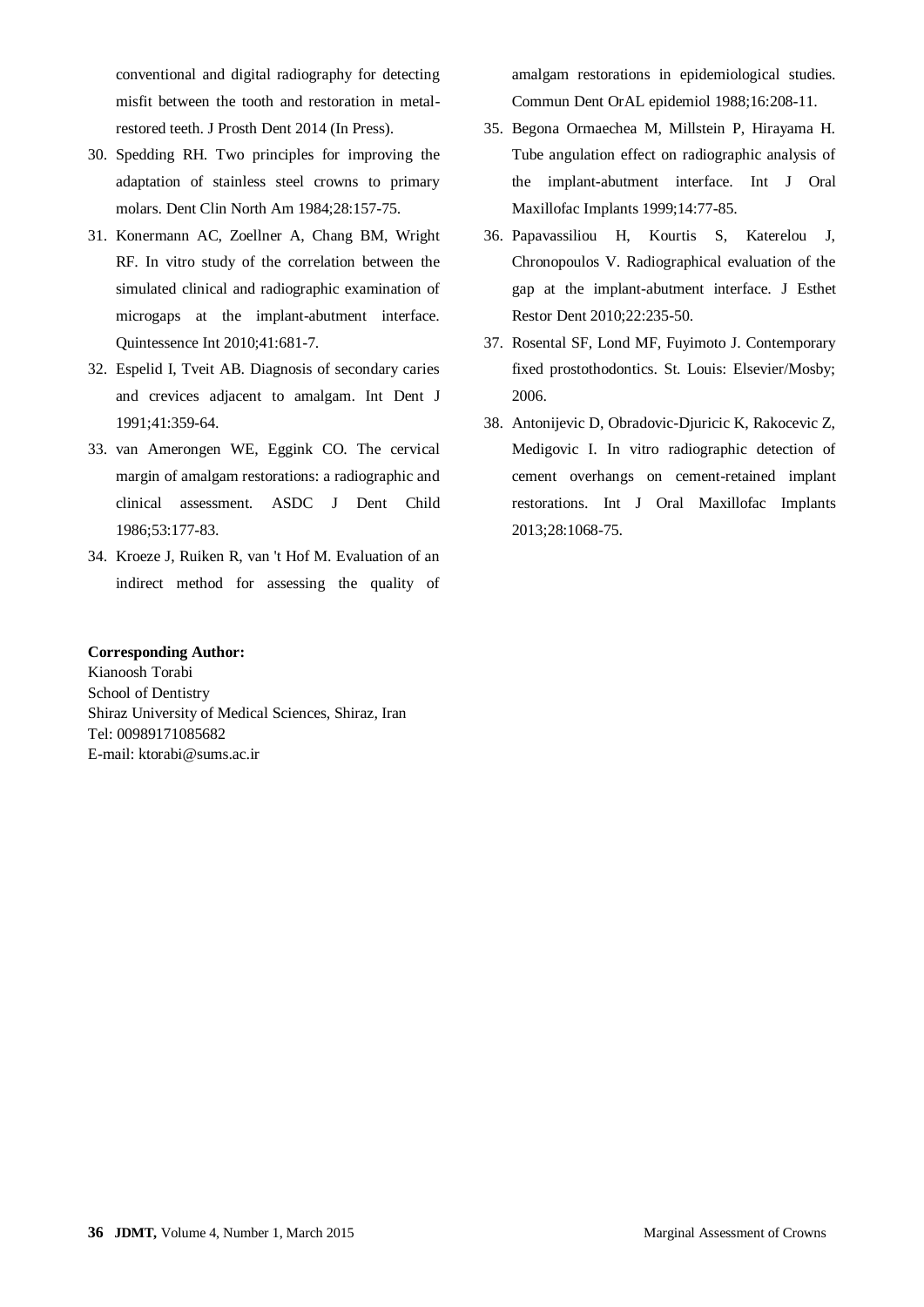conventional and digital radiography for detecting misfit between the tooth and restoration in metal-restored teeth. J Prosth Dent 2014 (In Press).

30. Spedding RH. Two principles for improving the adaptation of stainless steel crowns to primary molars. Dent Clin North Am 1984;28:157-75.
31. Konermann AC, Zoellner A, Chang BM, Wright RF. In vitro study of the correlation between the simulated clinical and radiographic examination of microgaps at the implant-abutment interface. Quintessence Int 2010;41:681-7.
32. Espelid I, Tveit AB. Diagnosis of secondary caries and crevices adjacent to amalgam. Int Dent J 1991;41:359-64.
33. van Amerongen WE, Eggink CO. The cervical margin of amalgam restorations: a radiographic and clinical assessment. ASDC J Dent Child 1986;53:177-83.
34. Kroeze J, Ruiken R, van 't Hof M. Evaluation of an indirect method for assessing the quality of amalgam restorations in epidemiological studies. Commun Dent OrAL epidemiol 1988;16:208-11.
35. Begona Ormaechea M, Millstein P, Hirayama H. Tube angulation effect on radiographic analysis of the implant-abutment interface. Int J Oral Maxillofac Implants 1999;14:77-85.
36. Papavassiliou H, Kourtis S, Katerelou J, Chronopoulos V. Radiographical evaluation of the gap at the implant-abutment interface. J Esthet Restor Dent 2010;22:235-50.
37. Rosental SF, Lond MF, Fuyimoto J. Contemporary fixed prostothodontics. St. Louis: Elsevier/Mosby; 2006.
38. Antonijevic D, Obradovic-Djuricic K, Rakocevic Z, Medigovic I. In vitro radiographic detection of cement overhangs on cement-retained implant restorations. Int J Oral Maxillofac Implants 2013;28:1068-75.

**Corresponding Author:**
Kianoosh Torabi
School of Dentistry
Shiraz University of Medical Sciences, Shiraz, Iran
Tel: 00989171085682
E-mail: ktorabi@sums.ac.ir